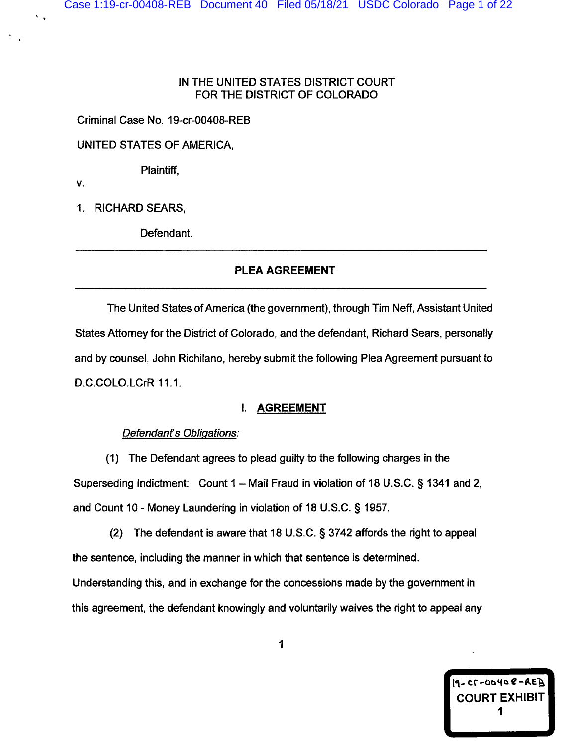IN THE UNITED STATES DISTRICT COURT
FOR THE DISTRICT OF COLORADO

Criminal Case No. 19-cr-00408-REB

UNITED STATES OF AMERICA,

Plaintiff,

v.

1. RICHARD SEARS,

Defendant.

---

## PLEA AGREEMENT

---

The United States of America (the government), through Tim Neff, Assistant United States Attorney for the District of Colorado, and the defendant, Richard Sears, personally and by counsel, John Richilano, hereby submit the following Plea Agreement pursuant to D.C.COLO.LCrR 11.1.

## I. AGREEMENT

*Defendant's Obligations:*

(1) The Defendant agrees to plead guilty to the following charges in the Superseding Indictment: Count 1 – Mail Fraud in violation of 18 U.S.C. § 1341 and 2, and Count 10 - Money Laundering in violation of 18 U.S.C. § 1957.

(2) The defendant is aware that 18 U.S.C. § 3742 affords the right to appeal the sentence, including the manner in which that sentence is determined. Understanding this, and in exchange for the concessions made by the government in this agreement, the defendant knowingly and voluntarily waives the right to appeal any

19-cr-00408-REB
COURT EXHIBIT
1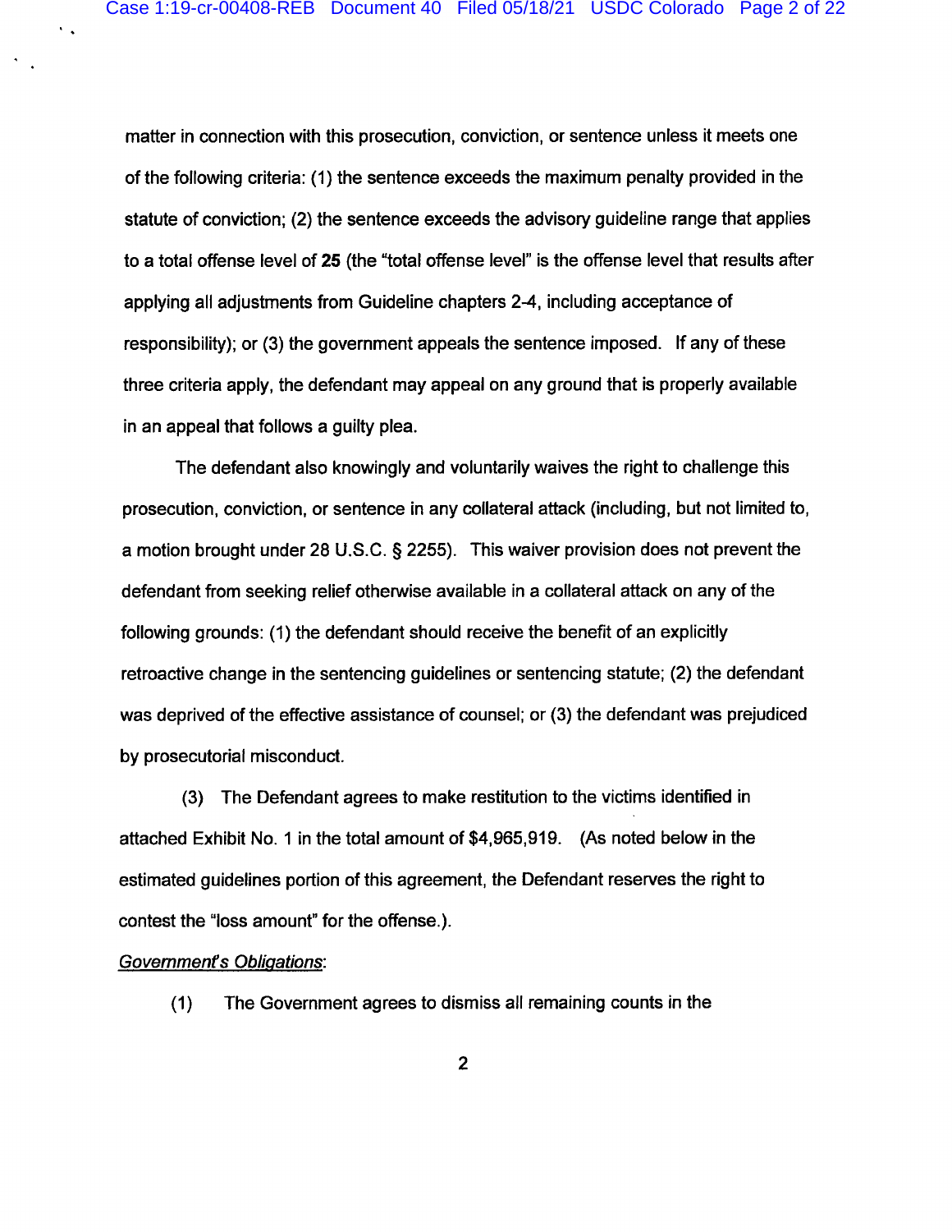matter in connection with this prosecution, conviction, or sentence unless it meets one of the following criteria: (1) the sentence exceeds the maximum penalty provided in the statute of conviction; (2) the sentence exceeds the advisory guideline range that applies to a total offense level of **25** (the "total offense level" is the offense level that results after applying all adjustments from Guideline chapters 2-4, including acceptance of responsibility); or (3) the government appeals the sentence imposed. If any of these three criteria apply, the defendant may appeal on any ground that is properly available in an appeal that follows a guilty plea.

The defendant also knowingly and voluntarily waives the right to challenge this prosecution, conviction, or sentence in any collateral attack (including, but not limited to, a motion brought under 28 U.S.C. § 2255). This waiver provision does not prevent the defendant from seeking relief otherwise available in a collateral attack on any of the following grounds: (1) the defendant should receive the benefit of an explicitly retroactive change in the sentencing guidelines or sentencing statute; (2) the defendant was deprived of the effective assistance of counsel; or (3) the defendant was prejudiced by prosecutorial misconduct.

(3) The Defendant agrees to make restitution to the victims identified in attached Exhibit No. 1 in the total amount of $4,965,919. (As noted below in the estimated guidelines portion of this agreement, the Defendant reserves the right to contest the "loss amount" for the offense.).

*Government's Obligations*:

(1) The Government agrees to dismiss all remaining counts in the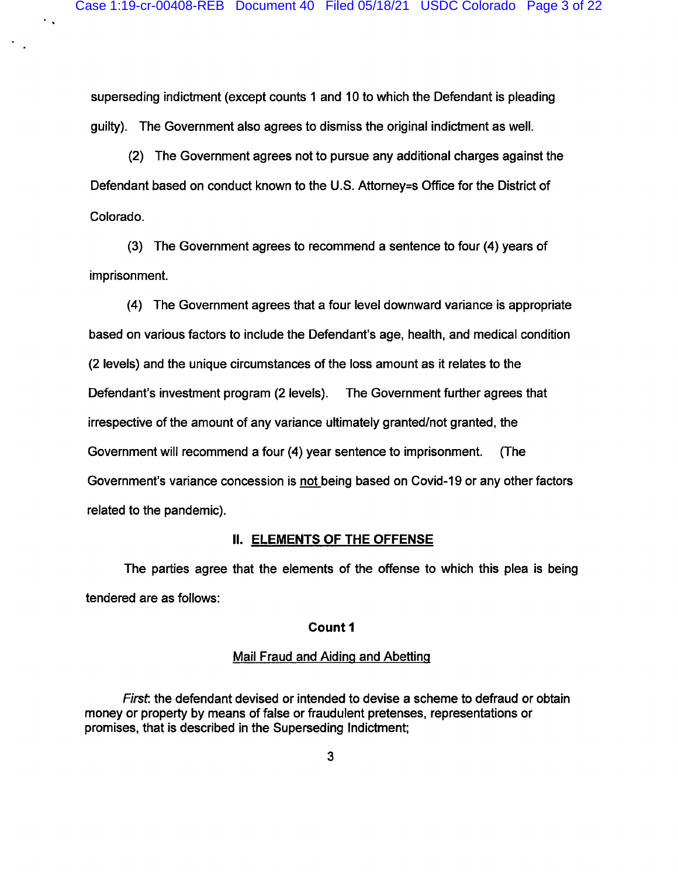superseding indictment (except counts 1 and 10 to which the Defendant is pleading guilty). The Government also agrees to dismiss the original indictment as well.

(2) The Government agrees not to pursue any additional charges against the Defendant based on conduct known to the U.S. Attorney=s Office for the District of Colorado.

(3) The Government agrees to recommend a sentence to four (4) years of imprisonment.

(4) The Government agrees that a four level downward variance is appropriate based on various factors to include the Defendant's age, health, and medical condition (2 levels) and the unique circumstances of the loss amount as it relates to the Defendant's investment program (2 levels). The Government further agrees that irrespective of the amount of any variance ultimately granted/not granted, the Government will recommend a four (4) year sentence to imprisonment. (The Government's variance concession is <u>not</u> being based on Covid-19 or any other factors related to the pandemic).

## II. <u>ELEMENTS OF THE OFFENSE</u>

The parties agree that the elements of the offense to which this plea is being tendered are as follows:

**Count 1**

<u>Mail Fraud and Aiding and Abetting</u>

*First*: the defendant devised or intended to devise a scheme to defraud or obtain money or property by means of false or fraudulent pretenses, representations or promises, that is described in the Superseding Indictment;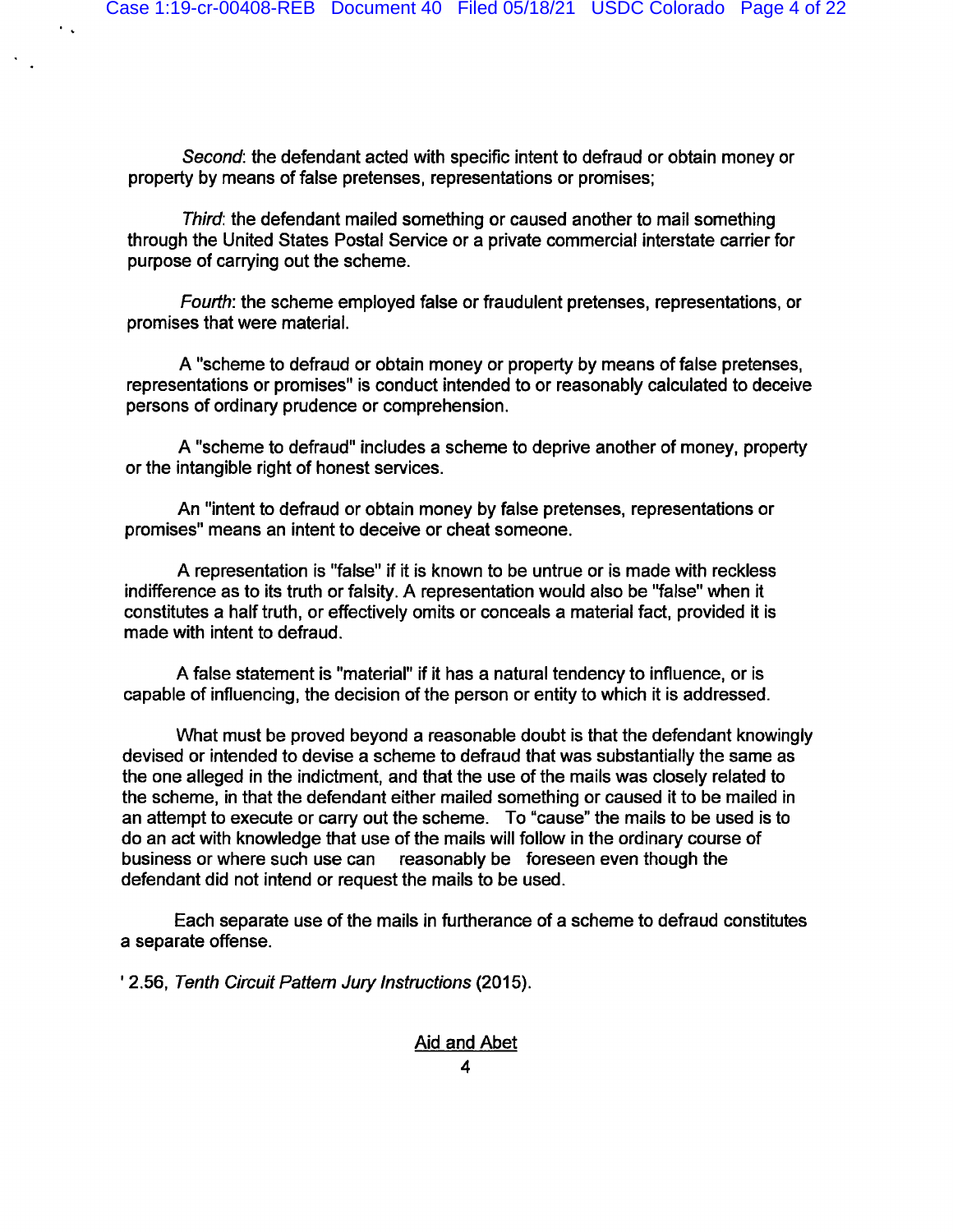*Second*: the defendant acted with specific intent to defraud or obtain money or property by means of false pretenses, representations or promises;

*Third*: the defendant mailed something or caused another to mail something through the United States Postal Service or a private commercial interstate carrier for purpose of carrying out the scheme.

*Fourth*: the scheme employed false or fraudulent pretenses, representations, or promises that were material.

A "scheme to defraud or obtain money or property by means of false pretenses, representations or promises" is conduct intended to or reasonably calculated to deceive persons of ordinary prudence or comprehension.

A "scheme to defraud" includes a scheme to deprive another of money, property or the intangible right of honest services.

An "intent to defraud or obtain money by false pretenses, representations or promises" means an intent to deceive or cheat someone.

A representation is "false" if it is known to be untrue or is made with reckless indifference as to its truth or falsity. A representation would also be "false" when it constitutes a half truth, or effectively omits or conceals a material fact, provided it is made with intent to defraud.

A false statement is "material" if it has a natural tendency to influence, or is capable of influencing, the decision of the person or entity to which it is addressed.

What must be proved beyond a reasonable doubt is that the defendant knowingly devised or intended to devise a scheme to defraud that was substantially the same as the one alleged in the indictment, and that the use of the mails was closely related to the scheme, in that the defendant either mailed something or caused it to be mailed in an attempt to execute or carry out the scheme. To "cause" the mails to be used is to do an act with knowledge that use of the mails will follow in the ordinary course of business or where such use can reasonably be foreseen even though the defendant did not intend or request the mails to be used.

Each separate use of the mails in furtherance of a scheme to defraud constitutes a separate offense.

' 2.56, *Tenth Circuit Pattern Jury Instructions* (2015).

<u>Aid and Abet</u>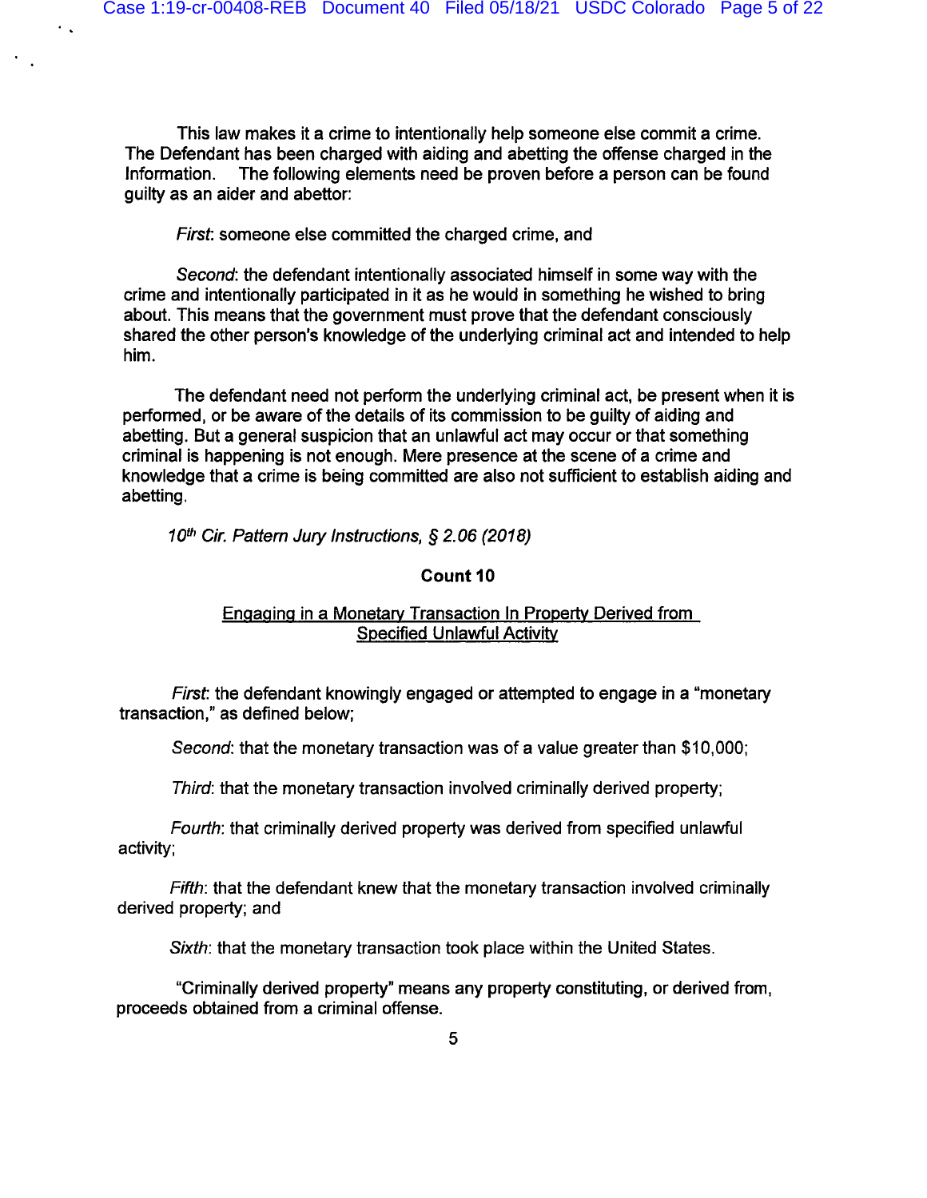This law makes it a crime to intentionally help someone else commit a crime. The Defendant has been charged with aiding and abetting the offense charged in the Information. The following elements need be proven before a person can be found guilty as an aider and abettor:

*First*: someone else committed the charged crime, and

*Second*: the defendant intentionally associated himself in some way with the crime and intentionally participated in it as he would in something he wished to bring about. This means that the government must prove that the defendant consciously shared the other person's knowledge of the underlying criminal act and intended to help him.

The defendant need not perform the underlying criminal act, be present when it is performed, or be aware of the details of its commission to be guilty of aiding and abetting. But a general suspicion that an unlawful act may occur or that something criminal is happening is not enough. Mere presence at the scene of a crime and knowledge that a crime is being committed are also not sufficient to establish aiding and abetting.

*10th Cir. Pattern Jury Instructions, § 2.06 (2018)*

**Count 10**

<u>Engaging in a Monetary Transaction In Property Derived from Specified Unlawful Activity</u>

*First*: the defendant knowingly engaged or attempted to engage in a "monetary transaction," as defined below;

*Second*: that the monetary transaction was of a value greater than $10,000;

*Third*: that the monetary transaction involved criminally derived property;

*Fourth*: that criminally derived property was derived from specified unlawful activity;

*Fifth*: that the defendant knew that the monetary transaction involved criminally derived property; and

*Sixth*: that the monetary transaction took place within the United States.

"Criminally derived property" means any property constituting, or derived from, proceeds obtained from a criminal offense.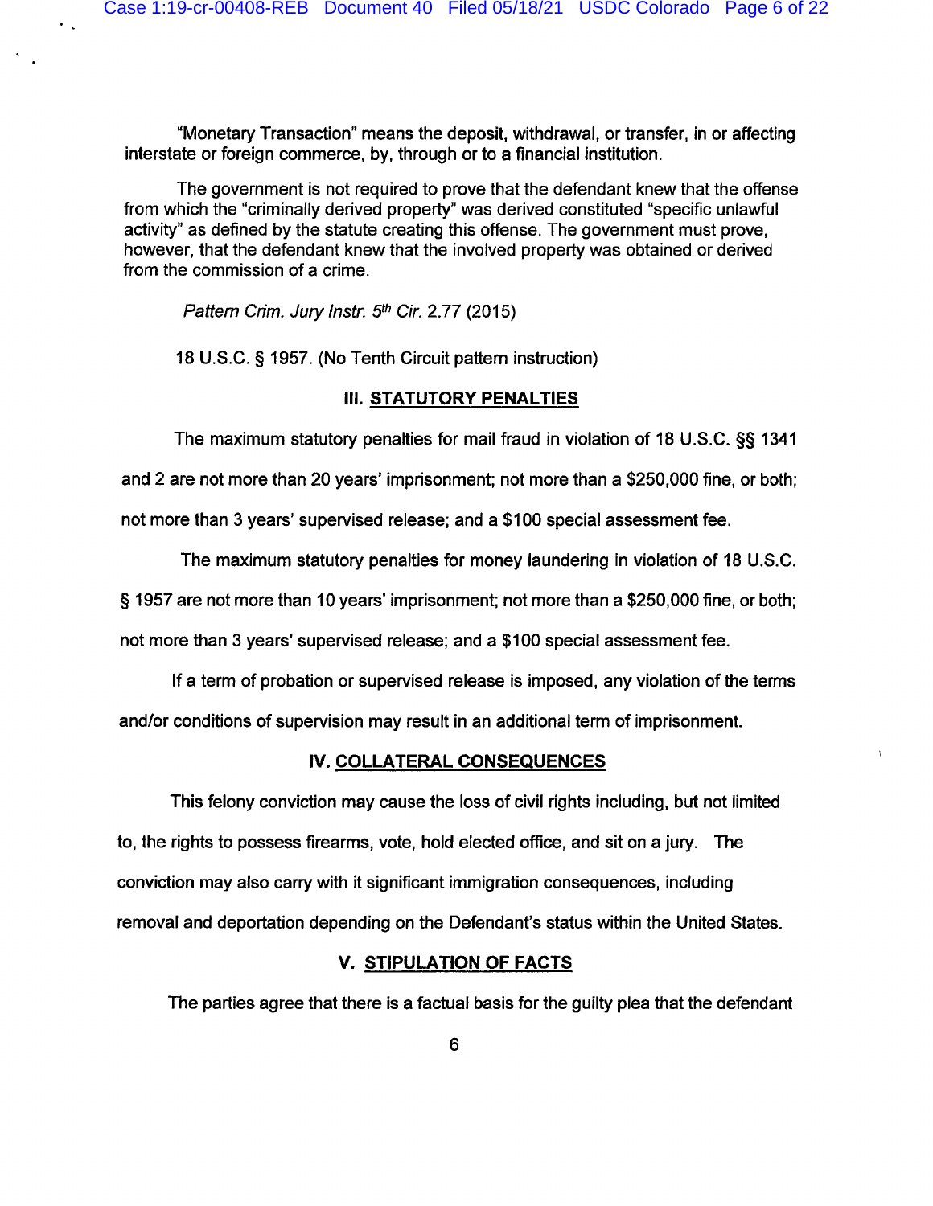"Monetary Transaction" means the deposit, withdrawal, or transfer, in or affecting interstate or foreign commerce, by, through or to a financial institution.

The government is not required to prove that the defendant knew that the offense from which the "criminally derived property" was derived constituted "specific unlawful activity" as defined by the statute creating this offense. The government must prove, however, that the defendant knew that the involved property was obtained or derived from the commission of a crime.

*Pattern Crim. Jury Instr. 5th Cir.* 2.77 (2015)

18 U.S.C. § 1957. (No Tenth Circuit pattern instruction)

## III. STATUTORY PENALTIES

The maximum statutory penalties for mail fraud in violation of 18 U.S.C. §§ 1341 and 2 are not more than 20 years' imprisonment; not more than a $250,000 fine, or both; not more than 3 years' supervised release; and a $100 special assessment fee.

The maximum statutory penalties for money laundering in violation of 18 U.S.C. § 1957 are not more than 10 years' imprisonment; not more than a $250,000 fine, or both; not more than 3 years' supervised release; and a $100 special assessment fee.

If a term of probation or supervised release is imposed, any violation of the terms and/or conditions of supervision may result in an additional term of imprisonment.

## IV. COLLATERAL CONSEQUENCES

This felony conviction may cause the loss of civil rights including, but not limited to, the rights to possess firearms, vote, hold elected office, and sit on a jury. The conviction may also carry with it significant immigration consequences, including removal and deportation depending on the Defendant's status within the United States.

## V. STIPULATION OF FACTS

The parties agree that there is a factual basis for the guilty plea that the defendant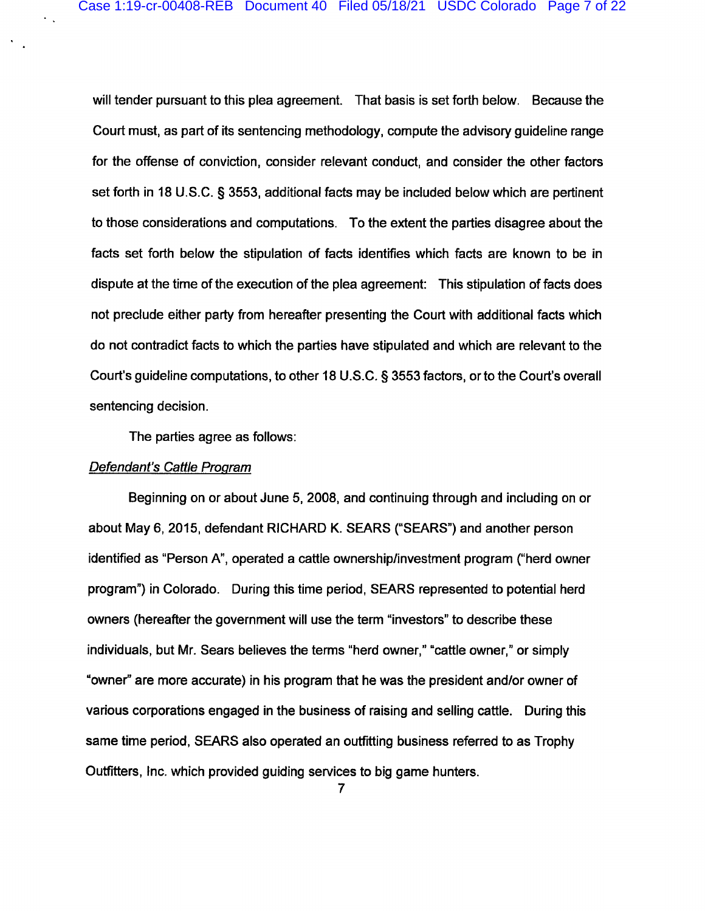will tender pursuant to this plea agreement. That basis is set forth below. Because the Court must, as part of its sentencing methodology, compute the advisory guideline range for the offense of conviction, consider relevant conduct, and consider the other factors set forth in 18 U.S.C. § 3553, additional facts may be included below which are pertinent to those considerations and computations. To the extent the parties disagree about the facts set forth below the stipulation of facts identifies which facts are known to be in dispute at the time of the execution of the plea agreement: This stipulation of facts does not preclude either party from hereafter presenting the Court with additional facts which do not contradict facts to which the parties have stipulated and which are relevant to the Court's guideline computations, to other 18 U.S.C. § 3553 factors, or to the Court's overall sentencing decision.

The parties agree as follows:

*Defendant's Cattle Program*

Beginning on or about June 5, 2008, and continuing through and including on or about May 6, 2015, defendant RICHARD K. SEARS ("SEARS") and another person identified as "Person A", operated a cattle ownership/investment program ("herd owner program") in Colorado. During this time period, SEARS represented to potential herd owners (hereafter the government will use the term "investors" to describe these individuals, but Mr. Sears believes the terms "herd owner," "cattle owner," or simply "owner" are more accurate) in his program that he was the president and/or owner of various corporations engaged in the business of raising and selling cattle. During this same time period, SEARS also operated an outfitting business referred to as Trophy Outfitters, Inc. which provided guiding services to big game hunters.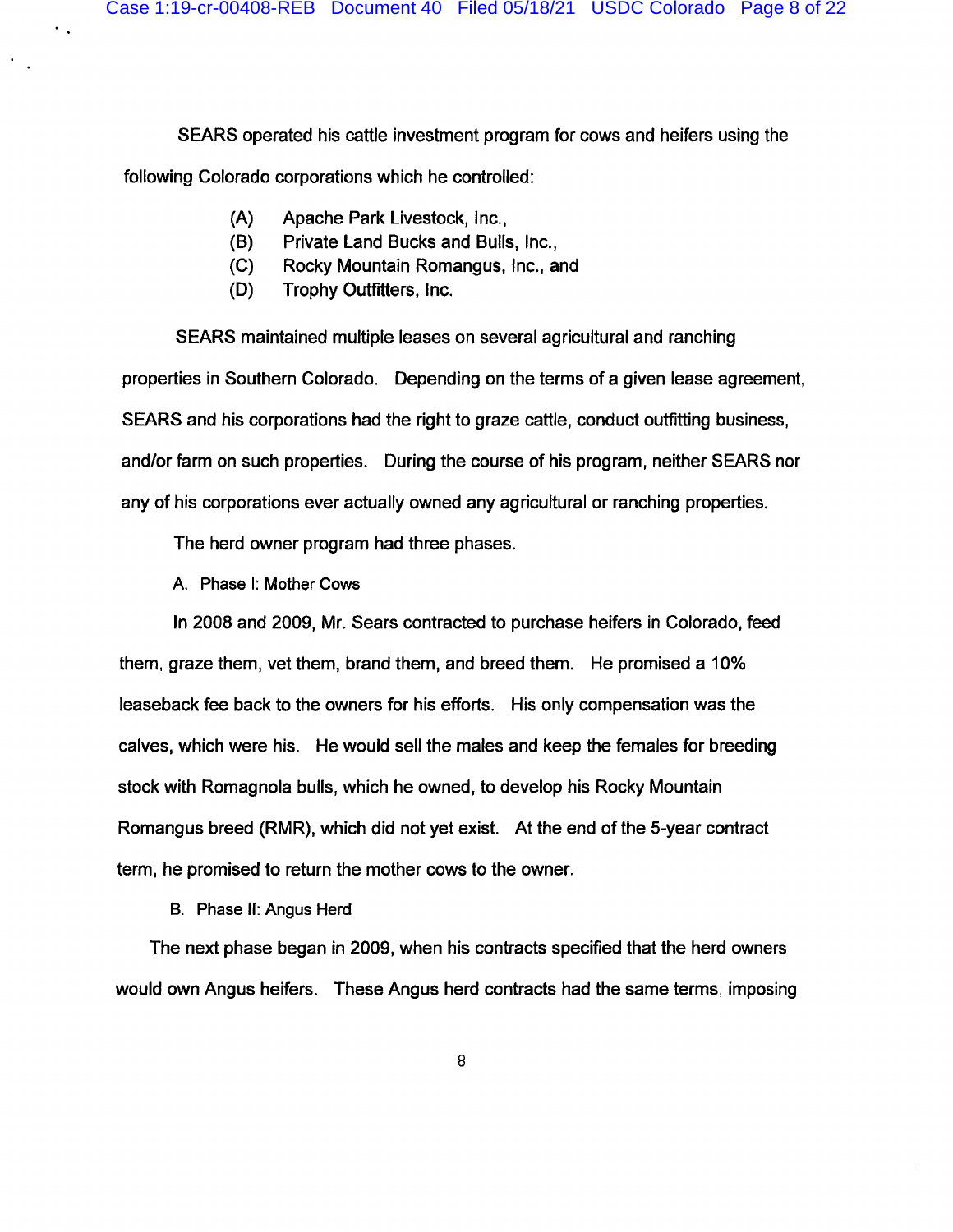SEARS operated his cattle investment program for cows and heifers using the following Colorado corporations which he controlled:

- (A) Apache Park Livestock, Inc.,
- (B) Private Land Bucks and Bulls, Inc.,
- (C) Rocky Mountain Romangus, Inc., and
- (D) Trophy Outfitters, Inc.

SEARS maintained multiple leases on several agricultural and ranching properties in Southern Colorado. Depending on the terms of a given lease agreement, SEARS and his corporations had the right to graze cattle, conduct outfitting business, and/or farm on such properties. During the course of his program, neither SEARS nor any of his corporations ever actually owned any agricultural or ranching properties.

The herd owner program had three phases.

A. Phase I: Mother Cows

In 2008 and 2009, Mr. Sears contracted to purchase heifers in Colorado, feed them, graze them, vet them, brand them, and breed them. He promised a 10% leaseback fee back to the owners for his efforts. His only compensation was the calves, which were his. He would sell the males and keep the females for breeding stock with Romagnola bulls, which he owned, to develop his Rocky Mountain Romangus breed (RMR), which did not yet exist. At the end of the 5-year contract term, he promised to return the mother cows to the owner.

B. Phase II: Angus Herd

The next phase began in 2009, when his contracts specified that the herd owners would own Angus heifers. These Angus herd contracts had the same terms, imposing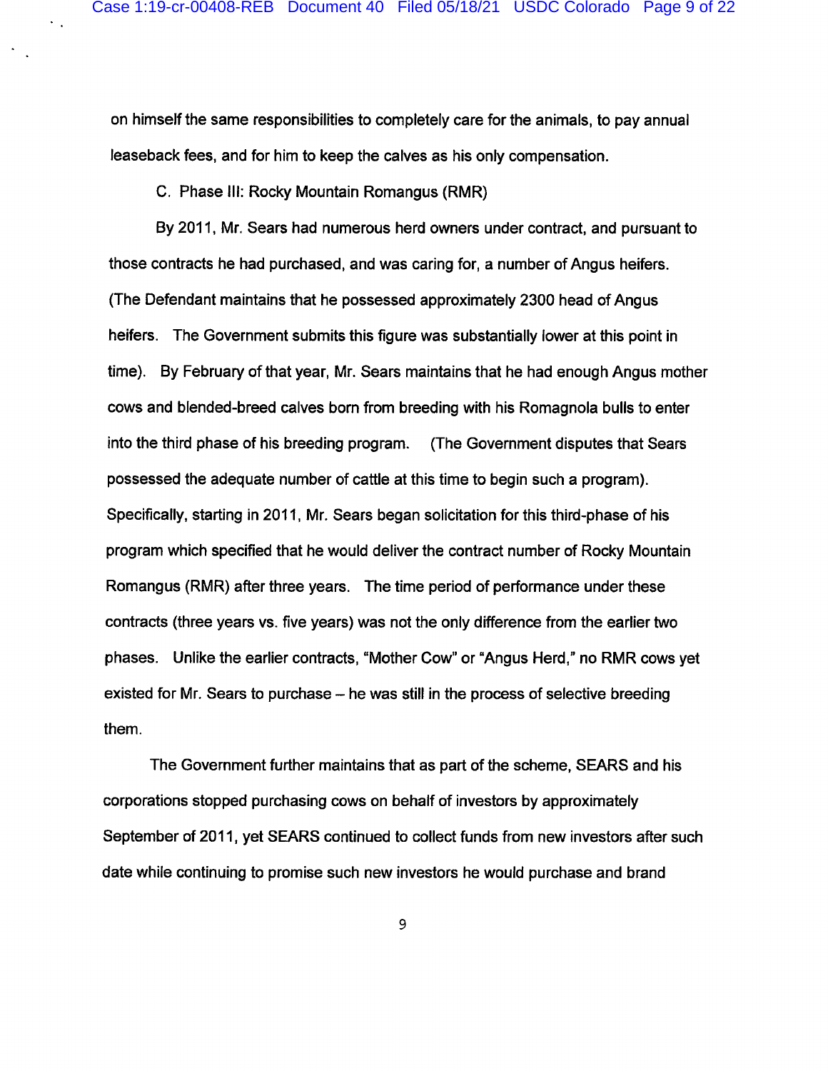on himself the same responsibilities to completely care for the animals, to pay annual leaseback fees, and for him to keep the calves as his only compensation.

C. Phase III: Rocky Mountain Romangus (RMR)

By 2011, Mr. Sears had numerous herd owners under contract, and pursuant to those contracts he had purchased, and was caring for, a number of Angus heifers. (The Defendant maintains that he possessed approximately 2300 head of Angus heifers. The Government submits this figure was substantially lower at this point in time). By February of that year, Mr. Sears maintains that he had enough Angus mother cows and blended-breed calves born from breeding with his Romagnola bulls to enter into the third phase of his breeding program. (The Government disputes that Sears possessed the adequate number of cattle at this time to begin such a program). Specifically, starting in 2011, Mr. Sears began solicitation for this third-phase of his program which specified that he would deliver the contract number of Rocky Mountain Romangus (RMR) after three years. The time period of performance under these contracts (three years vs. five years) was not the only difference from the earlier two phases. Unlike the earlier contracts, "Mother Cow" or "Angus Herd," no RMR cows yet existed for Mr. Sears to purchase – he was still in the process of selective breeding them.

The Government further maintains that as part of the scheme, SEARS and his corporations stopped purchasing cows on behalf of investors by approximately September of 2011, yet SEARS continued to collect funds from new investors after such date while continuing to promise such new investors he would purchase and brand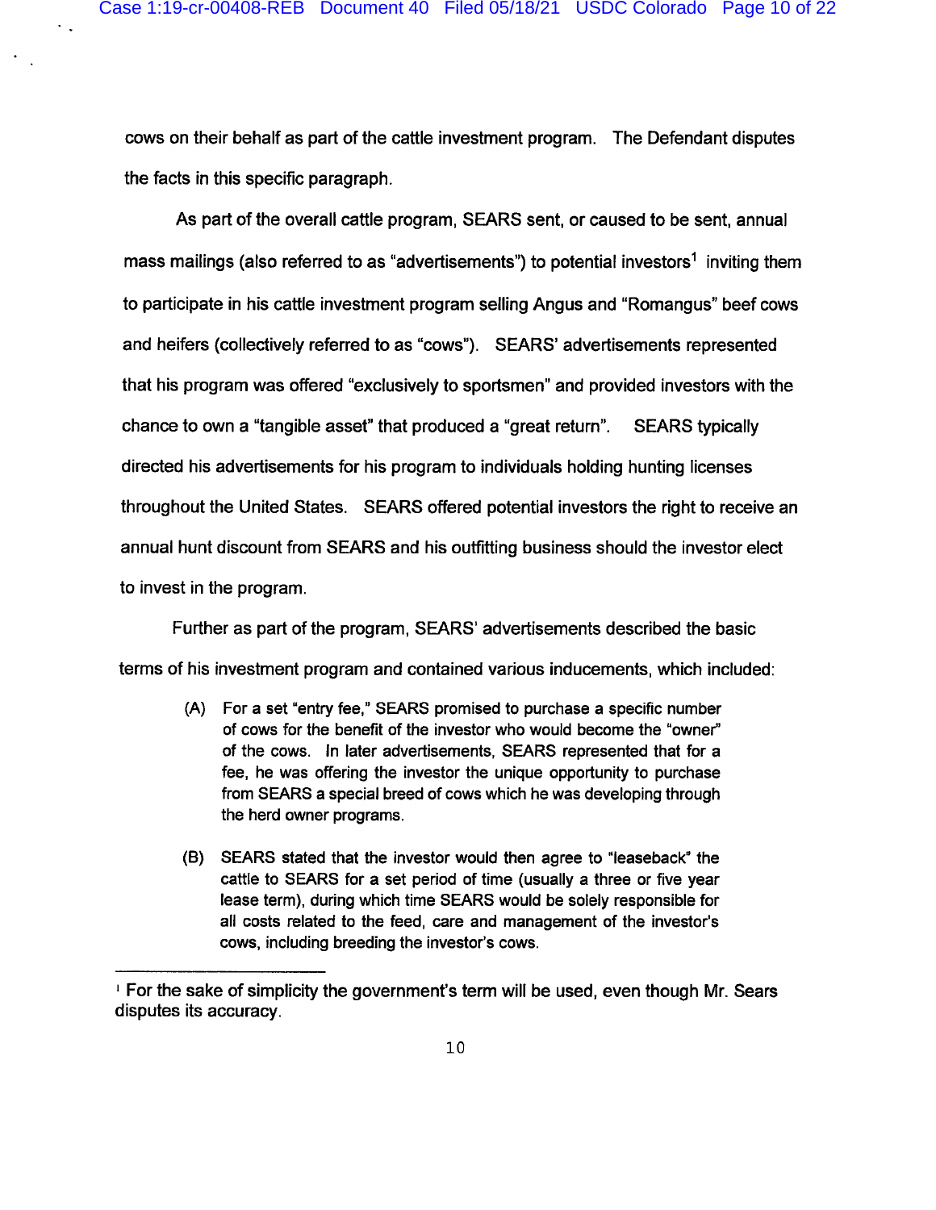cows on their behalf as part of the cattle investment program. The Defendant disputes the facts in this specific paragraph.

As part of the overall cattle program, SEARS sent, or caused to be sent, annual mass mailings (also referred to as "advertisements") to potential investors[1] inviting them to participate in his cattle investment program selling Angus and "Romangus" beef cows and heifers (collectively referred to as "cows"). SEARS' advertisements represented that his program was offered "exclusively to sportsmen" and provided investors with the chance to own a "tangible asset" that produced a "great return". SEARS typically directed his advertisements for his program to individuals holding hunting licenses throughout the United States. SEARS offered potential investors the right to receive an annual hunt discount from SEARS and his outfitting business should the investor elect to invest in the program.

Further as part of the program, SEARS' advertisements described the basic terms of his investment program and contained various inducements, which included:

> (A) For a set "entry fee," SEARS promised to purchase a specific number of cows for the benefit of the investor who would become the "owner" of the cows. In later advertisements, SEARS represented that for a fee, he was offering the investor the unique opportunity to purchase from SEARS a special breed of cows which he was developing through the herd owner programs.
>
> (B) SEARS stated that the investor would then agree to "leaseback" the cattle to SEARS for a set period of time (usually a three or five year lease term), during which time SEARS would be solely responsible for all costs related to the feed, care and management of the investor's cows, including breeding the investor's cows.

---

[1] For the sake of simplicity the government's term will be used, even though Mr. Sears disputes its accuracy.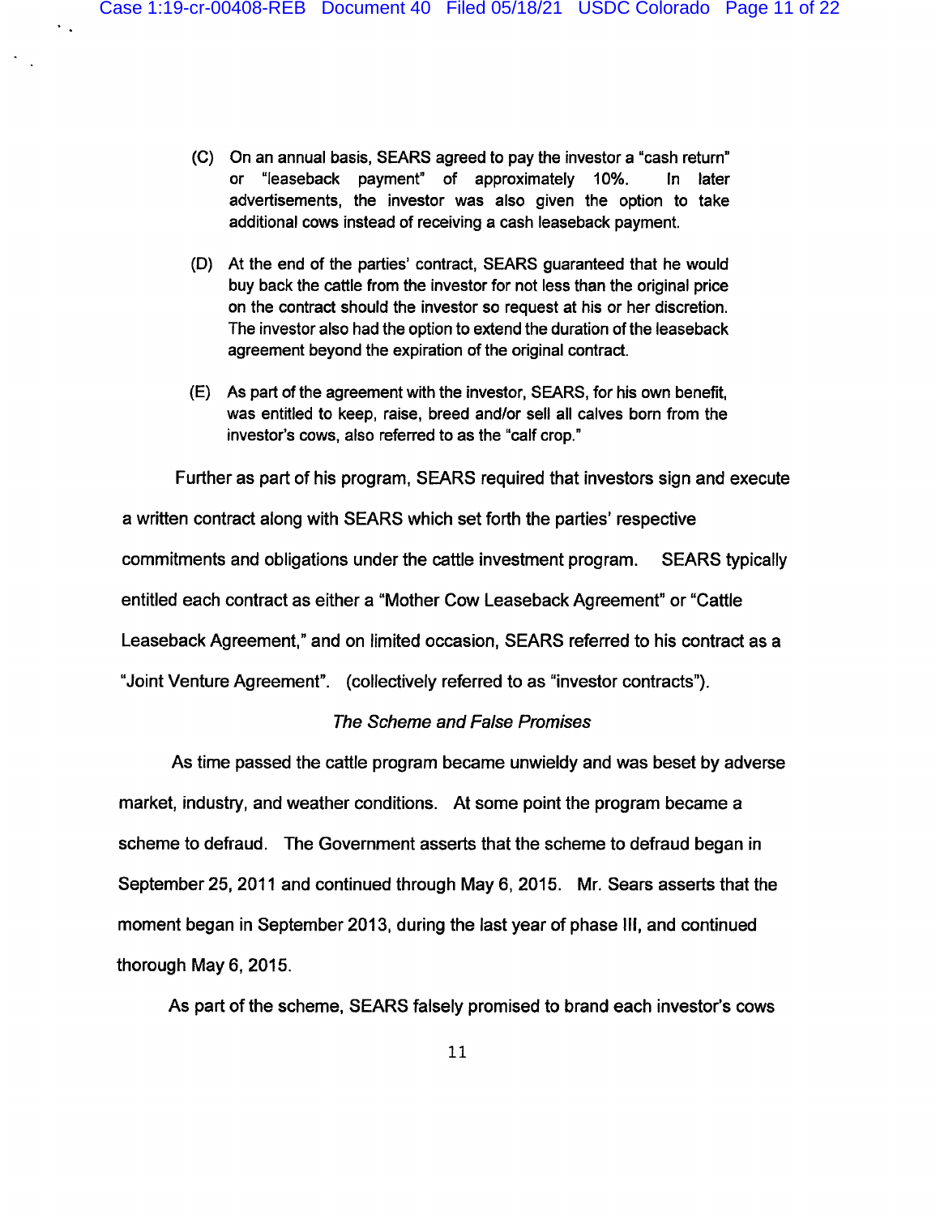(C) On an annual basis, SEARS agreed to pay the investor a "cash return" or "leaseback payment" of approximately 10%. In later advertisements, the investor was also given the option to take additional cows instead of receiving a cash leaseback payment.

(D) At the end of the parties' contract, SEARS guaranteed that he would buy back the cattle from the investor for not less than the original price on the contract should the investor so request at his or her discretion. The investor also had the option to extend the duration of the leaseback agreement beyond the expiration of the original contract.

(E) As part of the agreement with the investor, SEARS, for his own benefit, was entitled to keep, raise, breed and/or sell all calves born from the investor's cows, also referred to as the "calf crop."

Further as part of his program, SEARS required that investors sign and execute a written contract along with SEARS which set forth the parties' respective commitments and obligations under the cattle investment program. SEARS typically entitled each contract as either a "Mother Cow Leaseback Agreement" or "Cattle Leaseback Agreement," and on limited occasion, SEARS referred to his contract as a "Joint Venture Agreement". (collectively referred to as "investor contracts").

*The Scheme and False Promises*

As time passed the cattle program became unwieldy and was beset by adverse market, industry, and weather conditions. At some point the program became a scheme to defraud. The Government asserts that the scheme to defraud began in September 25, 2011 and continued through May 6, 2015. Mr. Sears asserts that the moment began in September 2013, during the last year of phase III, and continued thorough May 6, 2015.

As part of the scheme, SEARS falsely promised to brand each investor's cows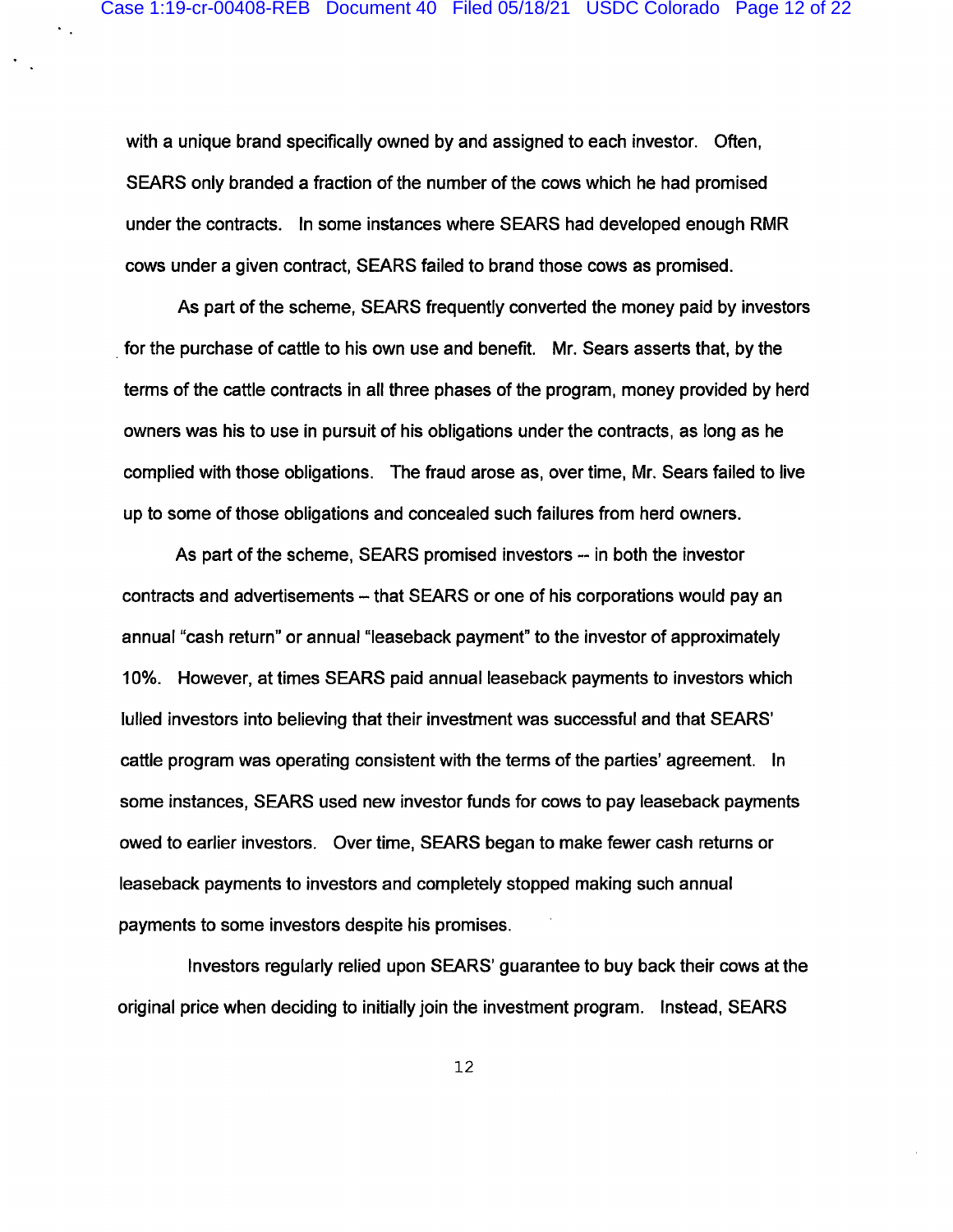with a unique brand specifically owned by and assigned to each investor. Often, SEARS only branded a fraction of the number of the cows which he had promised under the contracts. In some instances where SEARS had developed enough RMR cows under a given contract, SEARS failed to brand those cows as promised.

As part of the scheme, SEARS frequently converted the money paid by investors for the purchase of cattle to his own use and benefit. Mr. Sears asserts that, by the terms of the cattle contracts in all three phases of the program, money provided by herd owners was his to use in pursuit of his obligations under the contracts, as long as he complied with those obligations. The fraud arose as, over time, Mr. Sears failed to live up to some of those obligations and concealed such failures from herd owners.

As part of the scheme, SEARS promised investors -- in both the investor contracts and advertisements – that SEARS or one of his corporations would pay an annual "cash return" or annual "leaseback payment" to the investor of approximately 10%. However, at times SEARS paid annual leaseback payments to investors which lulled investors into believing that their investment was successful and that SEARS' cattle program was operating consistent with the terms of the parties' agreement. In some instances, SEARS used new investor funds for cows to pay leaseback payments owed to earlier investors. Over time, SEARS began to make fewer cash returns or leaseback payments to investors and completely stopped making such annual payments to some investors despite his promises.

Investors regularly relied upon SEARS' guarantee to buy back their cows at the original price when deciding to initially join the investment program. Instead, SEARS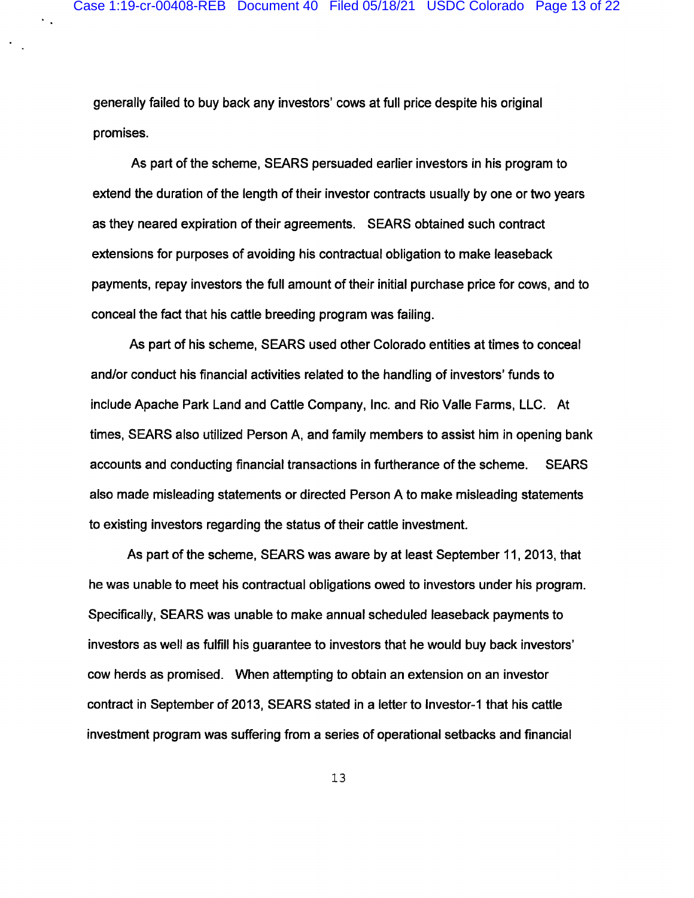generally failed to buy back any investors' cows at full price despite his original promises.

As part of the scheme, SEARS persuaded earlier investors in his program to extend the duration of the length of their investor contracts usually by one or two years as they neared expiration of their agreements. SEARS obtained such contract extensions for purposes of avoiding his contractual obligation to make leaseback payments, repay investors the full amount of their initial purchase price for cows, and to conceal the fact that his cattle breeding program was failing.

As part of his scheme, SEARS used other Colorado entities at times to conceal and/or conduct his financial activities related to the handling of investors' funds to include Apache Park Land and Cattle Company, Inc. and Rio Valle Farms, LLC. At times, SEARS also utilized Person A, and family members to assist him in opening bank accounts and conducting financial transactions in furtherance of the scheme. SEARS also made misleading statements or directed Person A to make misleading statements to existing investors regarding the status of their cattle investment.

As part of the scheme, SEARS was aware by at least September 11, 2013, that he was unable to meet his contractual obligations owed to investors under his program. Specifically, SEARS was unable to make annual scheduled leaseback payments to investors as well as fulfill his guarantee to investors that he would buy back investors' cow herds as promised. When attempting to obtain an extension on an investor contract in September of 2013, SEARS stated in a letter to Investor-1 that his cattle investment program was suffering from a series of operational setbacks and financial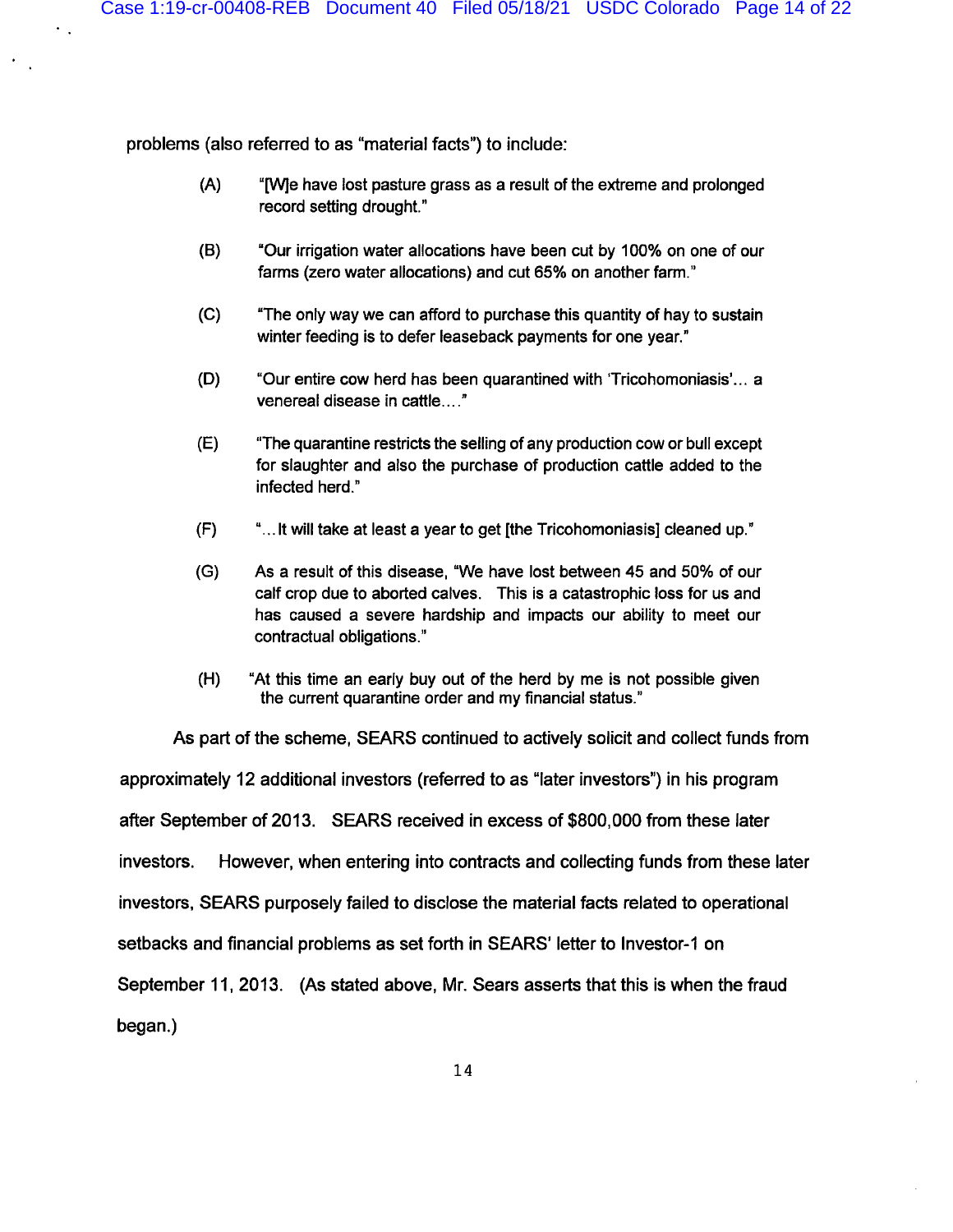problems (also referred to as "material facts") to include:

(A) "[W]e have lost pasture grass as a result of the extreme and prolonged record setting drought."

(B) "Our irrigation water allocations have been cut by 100% on one of our farms (zero water allocations) and cut 65% on another farm."

(C) "The only way we can afford to purchase this quantity of hay to sustain winter feeding is to defer leaseback payments for one year."

(D) "Our entire cow herd has been quarantined with 'Tricohomoniasis'... a venereal disease in cattle...."

(E) "The quarantine restricts the selling of any production cow or bull except for slaughter and also the purchase of production cattle added to the infected herd."

(F) "...It will take at least a year to get [the Tricohomoniasis] cleaned up."

(G) As a result of this disease, "We have lost between 45 and 50% of our calf crop due to aborted calves. This is a catastrophic loss for us and has caused a severe hardship and impacts our ability to meet our contractual obligations."

(H) "At this time an early buy out of the herd by me is not possible given the current quarantine order and my financial status."

As part of the scheme, SEARS continued to actively solicit and collect funds from approximately 12 additional investors (referred to as "later investors") in his program after September of 2013. SEARS received in excess of $800,000 from these later investors. However, when entering into contracts and collecting funds from these later investors, SEARS purposely failed to disclose the material facts related to operational setbacks and financial problems as set forth in SEARS' letter to Investor-1 on September 11, 2013. (As stated above, Mr. Sears asserts that this is when the fraud began.)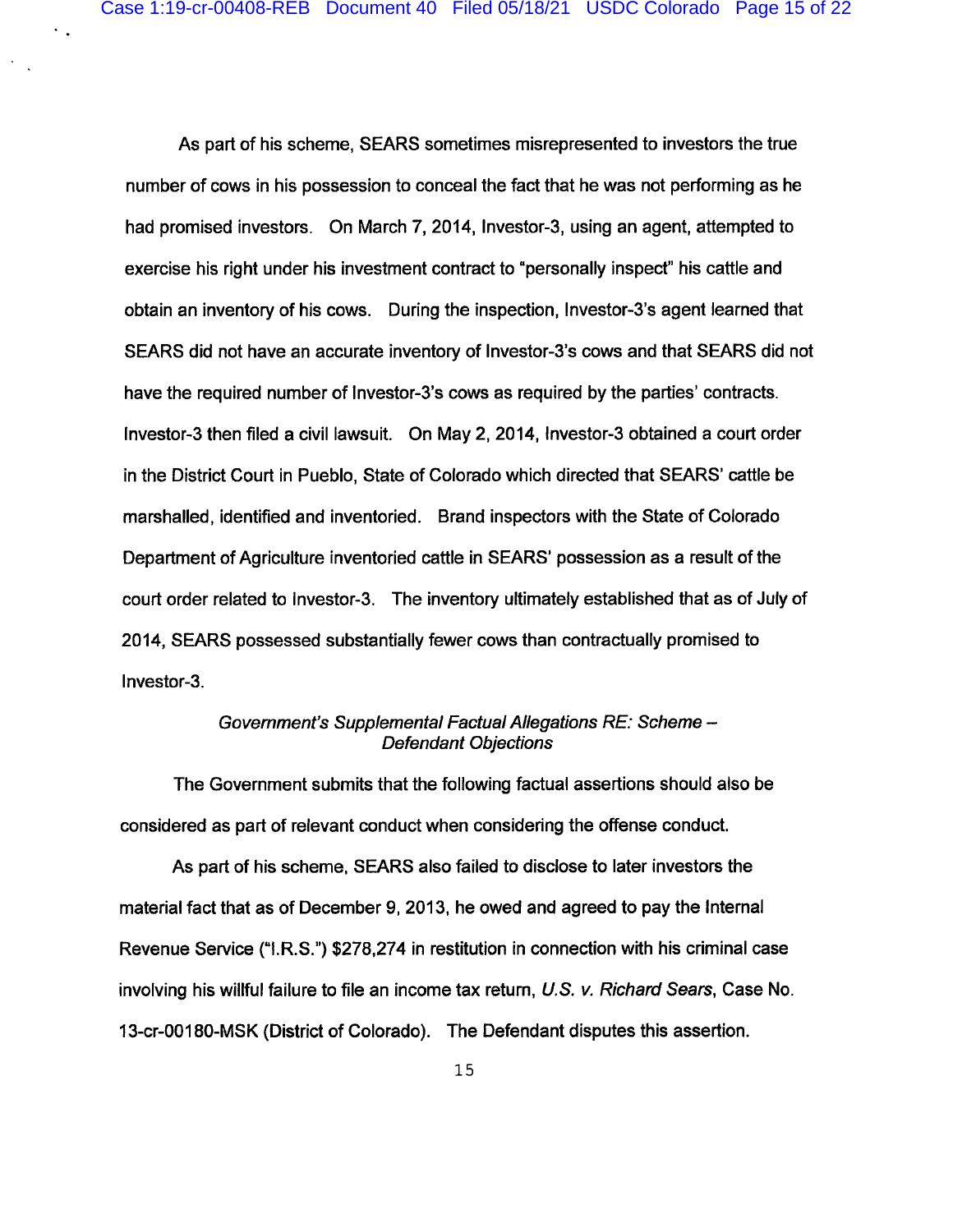As part of his scheme, SEARS sometimes misrepresented to investors the true number of cows in his possession to conceal the fact that he was not performing as he had promised investors. On March 7, 2014, Investor-3, using an agent, attempted to exercise his right under his investment contract to "personally inspect" his cattle and obtain an inventory of his cows. During the inspection, Investor-3's agent learned that SEARS did not have an accurate inventory of Investor-3's cows and that SEARS did not have the required number of Investor-3's cows as required by the parties' contracts. Investor-3 then filed a civil lawsuit. On May 2, 2014, Investor-3 obtained a court order in the District Court in Pueblo, State of Colorado which directed that SEARS' cattle be marshalled, identified and inventoried. Brand inspectors with the State of Colorado Department of Agriculture inventoried cattle in SEARS' possession as a result of the court order related to Investor-3. The inventory ultimately established that as of July of 2014, SEARS possessed substantially fewer cows than contractually promised to Investor-3.

*Government's Supplemental Factual Allegations RE: Scheme – Defendant Objections*

The Government submits that the following factual assertions should also be considered as part of relevant conduct when considering the offense conduct.

As part of his scheme, SEARS also failed to disclose to later investors the material fact that as of December 9, 2013, he owed and agreed to pay the Internal Revenue Service ("I.R.S.") $278,274 in restitution in connection with his criminal case involving his willful failure to file an income tax return, *U.S. v. Richard Sears*, Case No. 13-cr-00180-MSK (District of Colorado). The Defendant disputes this assertion.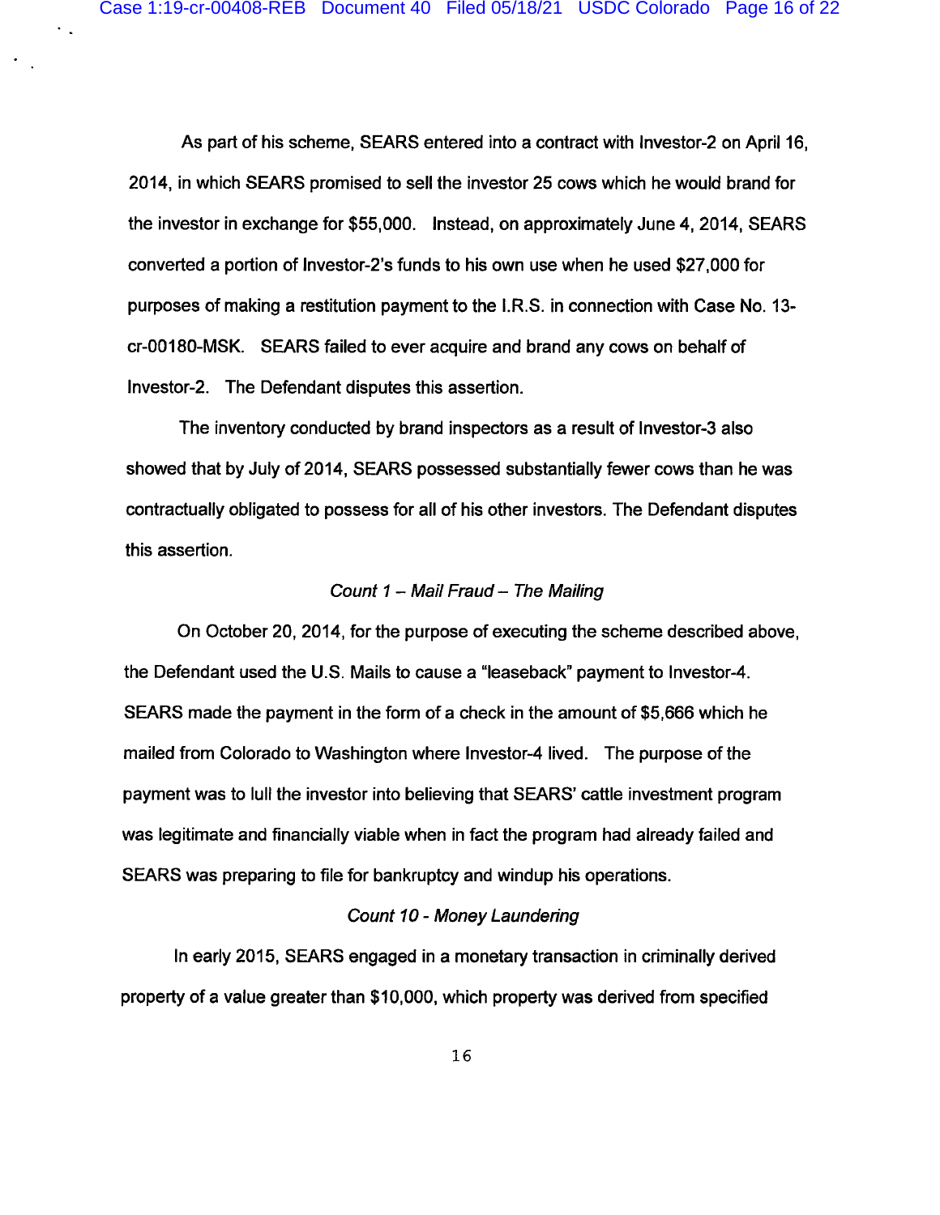As part of his scheme, SEARS entered into a contract with Investor-2 on April 16, 2014, in which SEARS promised to sell the investor 25 cows which he would brand for the investor in exchange for $55,000. Instead, on approximately June 4, 2014, SEARS converted a portion of Investor-2's funds to his own use when he used $27,000 for purposes of making a restitution payment to the I.R.S. in connection with Case No. 13-cr-00180-MSK. SEARS failed to ever acquire and brand any cows on behalf of Investor-2. The Defendant disputes this assertion.

The inventory conducted by brand inspectors as a result of Investor-3 also showed that by July of 2014, SEARS possessed substantially fewer cows than he was contractually obligated to possess for all of his other investors. The Defendant disputes this assertion.

*Count 1 – Mail Fraud – The Mailing*

On October 20, 2014, for the purpose of executing the scheme described above, the Defendant used the U.S. Mails to cause a "leaseback" payment to Investor-4. SEARS made the payment in the form of a check in the amount of $5,666 which he mailed from Colorado to Washington where Investor-4 lived. The purpose of the payment was to lull the investor into believing that SEARS' cattle investment program was legitimate and financially viable when in fact the program had already failed and SEARS was preparing to file for bankruptcy and windup his operations.

*Count 10 - Money Laundering*

In early 2015, SEARS engaged in a monetary transaction in criminally derived property of a value greater than $10,000, which property was derived from specified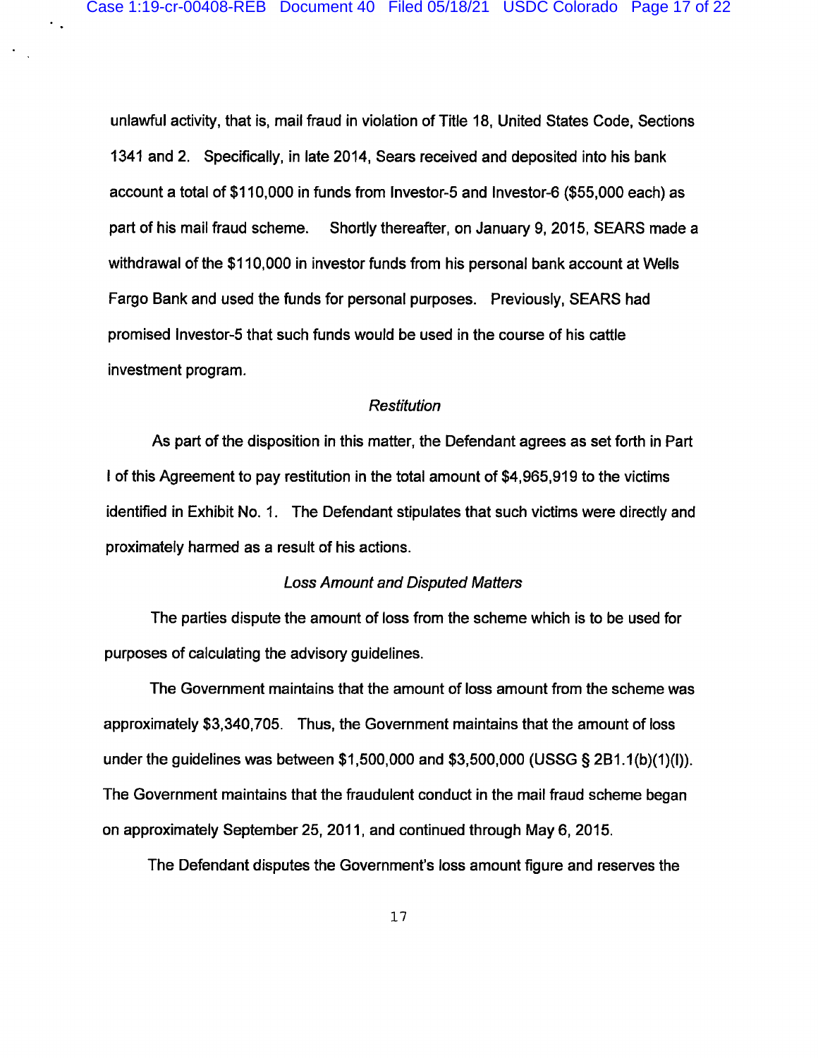unlawful activity, that is, mail fraud in violation of Title 18, United States Code, Sections 1341 and 2. Specifically, in late 2014, Sears received and deposited into his bank account a total of $110,000 in funds from Investor-5 and Investor-6 ($55,000 each) as part of his mail fraud scheme. Shortly thereafter, on January 9, 2015, SEARS made a withdrawal of the $110,000 in investor funds from his personal bank account at Wells Fargo Bank and used the funds for personal purposes. Previously, SEARS had promised Investor-5 that such funds would be used in the course of his cattle investment program.

*Restitution*

As part of the disposition in this matter, the Defendant agrees as set forth in Part I of this Agreement to pay restitution in the total amount of $4,965,919 to the victims identified in Exhibit No. 1. The Defendant stipulates that such victims were directly and proximately harmed as a result of his actions.

*Loss Amount and Disputed Matters*

The parties dispute the amount of loss from the scheme which is to be used for purposes of calculating the advisory guidelines.

The Government maintains that the amount of loss amount from the scheme was approximately $3,340,705. Thus, the Government maintains that the amount of loss under the guidelines was between $1,500,000 and $3,500,000 (USSG § 2B1.1(b)(1)(I)). The Government maintains that the fraudulent conduct in the mail fraud scheme began on approximately September 25, 2011, and continued through May 6, 2015.

The Defendant disputes the Government's loss amount figure and reserves the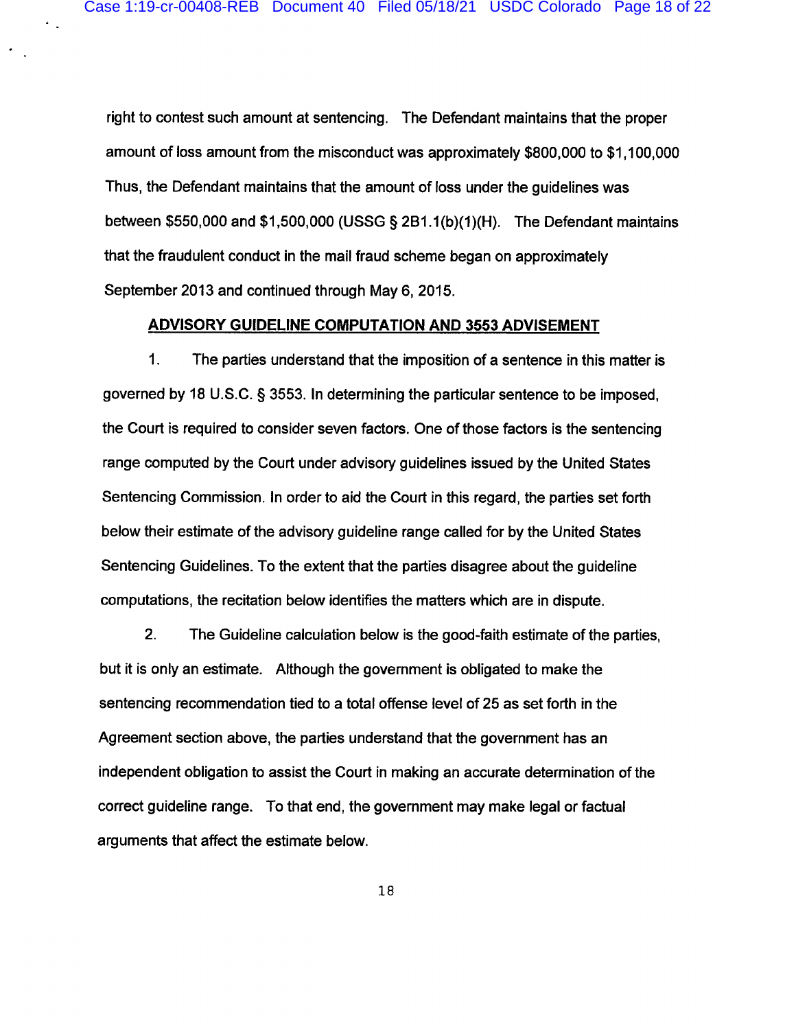right to contest such amount at sentencing. The Defendant maintains that the proper amount of loss amount from the misconduct was approximately $800,000 to $1,100,000 Thus, the Defendant maintains that the amount of loss under the guidelines was between $550,000 and $1,500,000 (USSG § 2B1.1(b)(1)(H). The Defendant maintains that the fraudulent conduct in the mail fraud scheme began on approximately September 2013 and continued through May 6, 2015.

## ADVISORY GUIDELINE COMPUTATION AND 3553 ADVISEMENT

1. The parties understand that the imposition of a sentence in this matter is governed by 18 U.S.C. § 3553. In determining the particular sentence to be imposed, the Court is required to consider seven factors. One of those factors is the sentencing range computed by the Court under advisory guidelines issued by the United States Sentencing Commission. In order to aid the Court in this regard, the parties set forth below their estimate of the advisory guideline range called for by the United States Sentencing Guidelines. To the extent that the parties disagree about the guideline computations, the recitation below identifies the matters which are in dispute.

2. The Guideline calculation below is the good-faith estimate of the parties, but it is only an estimate. Although the government is obligated to make the sentencing recommendation tied to a total offense level of 25 as set forth in the Agreement section above, the parties understand that the government has an independent obligation to assist the Court in making an accurate determination of the correct guideline range. To that end, the government may make legal or factual arguments that affect the estimate below.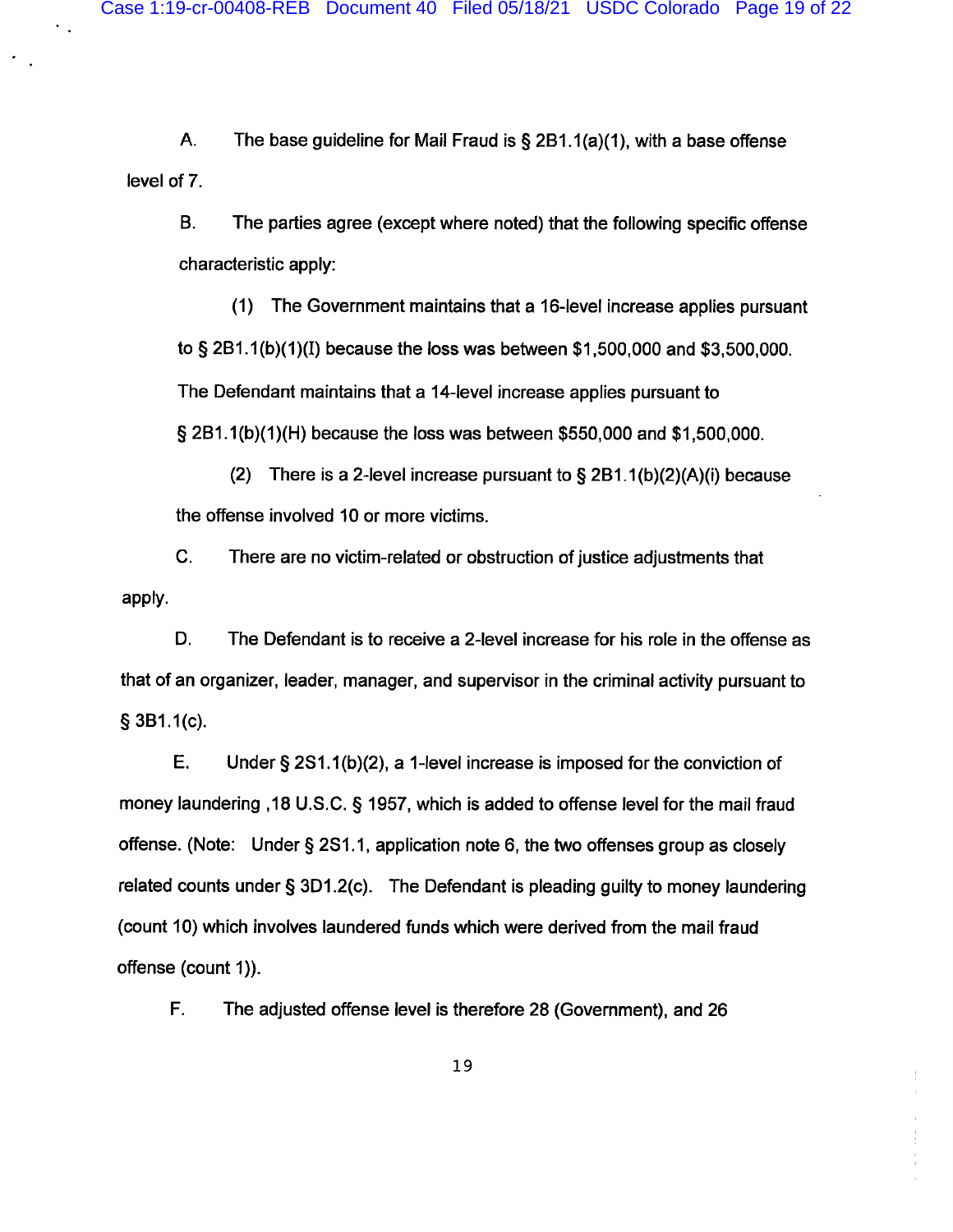A. The base guideline for Mail Fraud is § 2B1.1(a)(1), with a base offense level of 7.

B. The parties agree (except where noted) that the following specific offense characteristic apply:

(1) The Government maintains that a 16-level increase applies pursuant to § 2B1.1(b)(1)(I) because the loss was between $1,500,000 and $3,500,000. The Defendant maintains that a 14-level increase applies pursuant to § 2B1.1(b)(1)(H) because the loss was between $550,000 and $1,500,000.

(2) There is a 2-level increase pursuant to § 2B1.1(b)(2)(A)(i) because the offense involved 10 or more victims.

C. There are no victim-related or obstruction of justice adjustments that apply.

D. The Defendant is to receive a 2-level increase for his role in the offense as that of an organizer, leader, manager, and supervisor in the criminal activity pursuant to § 3B1.1(c).

E. Under § 2S1.1(b)(2), a 1-level increase is imposed for the conviction of money laundering ,18 U.S.C. § 1957, which is added to offense level for the mail fraud offense. (Note: Under § 2S1.1, application note 6, the two offenses group as closely related counts under § 3D1.2(c). The Defendant is pleading guilty to money laundering (count 10) which involves laundered funds which were derived from the mail fraud offense (count 1)).

F. The adjusted offense level is therefore 28 (Government), and 26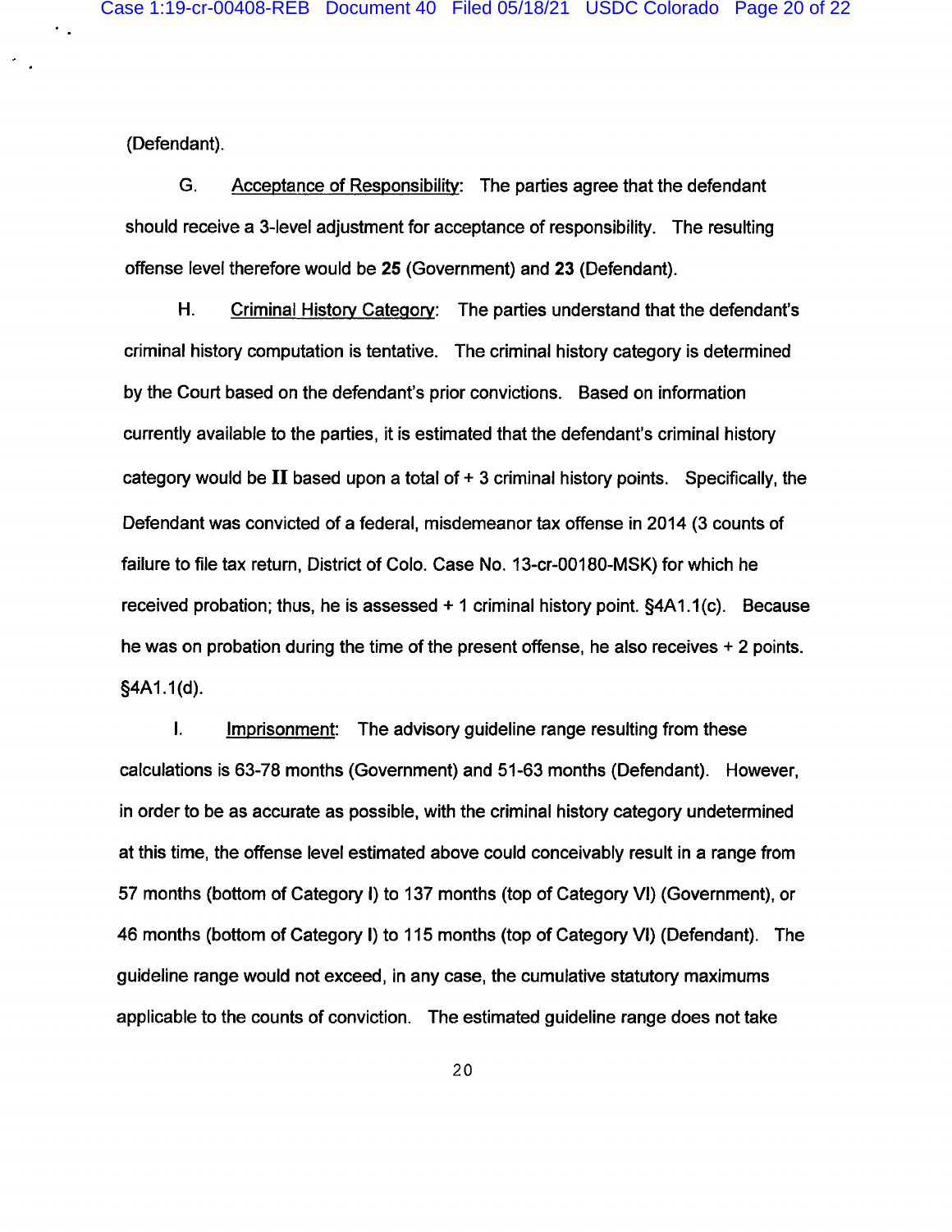(Defendant).

G. Acceptance of Responsibility: The parties agree that the defendant should receive a 3-level adjustment for acceptance of responsibility. The resulting offense level therefore would be **25** (Government) and **23** (Defendant).

H. Criminal History Category: The parties understand that the defendant's criminal history computation is tentative. The criminal history category is determined by the Court based on the defendant's prior convictions. Based on information currently available to the parties, it is estimated that the defendant's criminal history category would be **II** based upon a total of + 3 criminal history points. Specifically, the Defendant was convicted of a federal, misdemeanor tax offense in 2014 (3 counts of failure to file tax return, District of Colo. Case No. 13-cr-00180-MSK) for which he received probation; thus, he is assessed + 1 criminal history point. §4A1.1(c). Because he was on probation during the time of the present offense, he also receives + 2 points. §4A1.1(d).

I. Imprisonment: The advisory guideline range resulting from these calculations is 63-78 months (Government) and 51-63 months (Defendant). However, in order to be as accurate as possible, with the criminal history category undetermined at this time, the offense level estimated above could conceivably result in a range from 57 months (bottom of Category I) to 137 months (top of Category VI) (Government), or 46 months (bottom of Category I) to 115 months (top of Category VI) (Defendant). The guideline range would not exceed, in any case, the cumulative statutory maximums applicable to the counts of conviction. The estimated guideline range does not take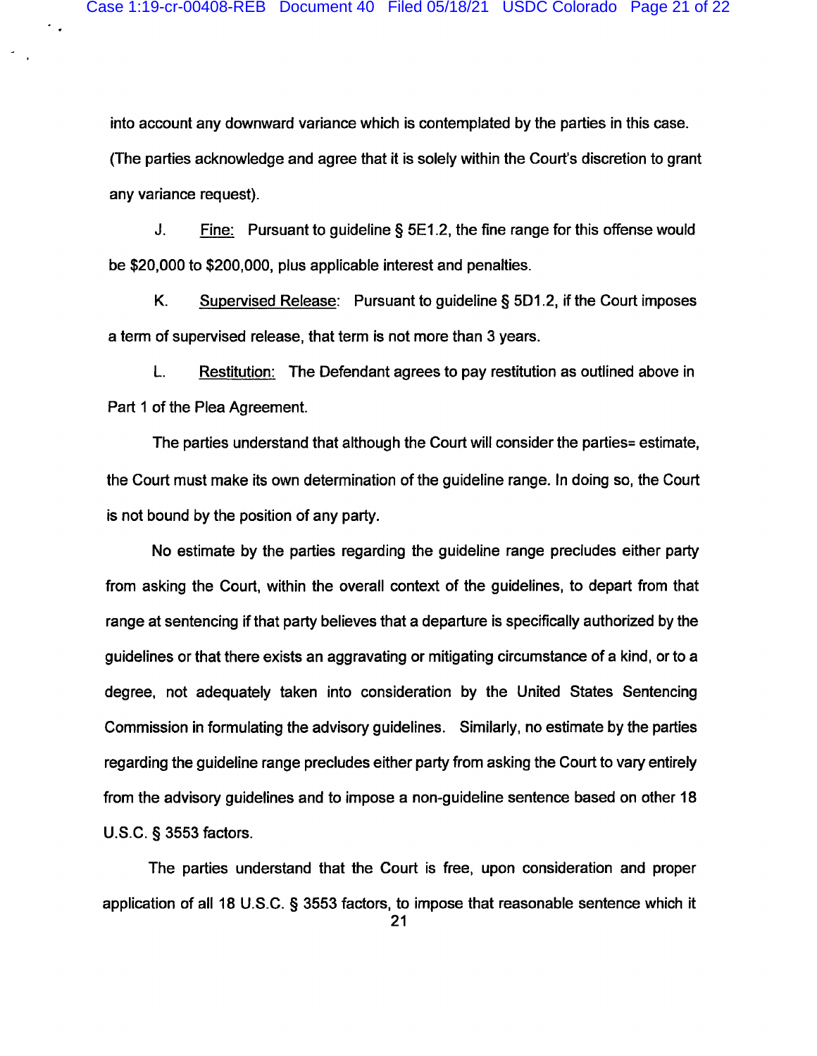into account any downward variance which is contemplated by the parties in this case. (The parties acknowledge and agree that it is solely within the Court's discretion to grant any variance request).

J. Fine: Pursuant to guideline § 5E1.2, the fine range for this offense would be $20,000 to $200,000, plus applicable interest and penalties.

K. Supervised Release: Pursuant to guideline § 5D1.2, if the Court imposes a term of supervised release, that term is not more than 3 years.

L. Restitution: The Defendant agrees to pay restitution as outlined above in Part 1 of the Plea Agreement.

The parties understand that although the Court will consider the parties= estimate, the Court must make its own determination of the guideline range. In doing so, the Court is not bound by the position of any party.

No estimate by the parties regarding the guideline range precludes either party from asking the Court, within the overall context of the guidelines, to depart from that range at sentencing if that party believes that a departure is specifically authorized by the guidelines or that there exists an aggravating or mitigating circumstance of a kind, or to a degree, not adequately taken into consideration by the United States Sentencing Commission in formulating the advisory guidelines. Similarly, no estimate by the parties regarding the guideline range precludes either party from asking the Court to vary entirely from the advisory guidelines and to impose a non-guideline sentence based on other 18 U.S.C. § 3553 factors.

The parties understand that the Court is free, upon consideration and proper application of all 18 U.S.C. § 3553 factors, to impose that reasonable sentence which it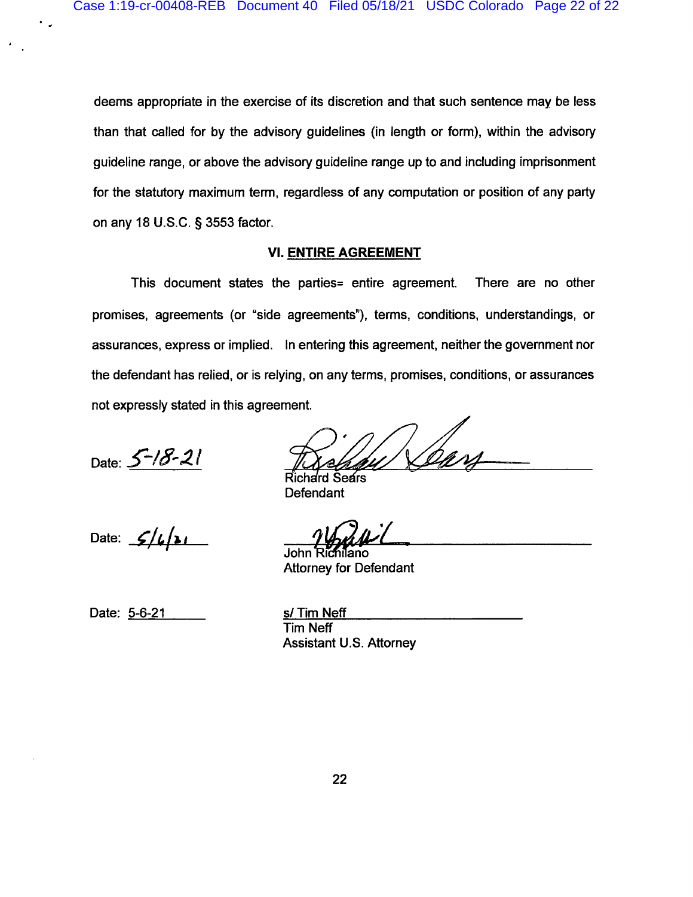deems appropriate in the exercise of its discretion and that such sentence may be less than that called for by the advisory guidelines (in length or form), within the advisory guideline range, or above the advisory guideline range up to and including imprisonment for the statutory maximum term, regardless of any computation or position of any party on any 18 U.S.C. § 3553 factor.

## VI. ENTIRE AGREEMENT

This document states the parties= entire agreement. There are no other promises, agreements (or "side agreements"), terms, conditions, understandings, or assurances, express or implied. In entering this agreement, neither the government nor the defendant has relied, or is relying, on any terms, promises, conditions, or assurances not expressly stated in this agreement.

Date: 5-18-21

Richard Sears
Defendant

Date: 5/6/21

John Richilano
Attorney for Defendant

Date: 5-6-21

s/ Tim Neff
Tim Neff
Assistant U.S. Attorney